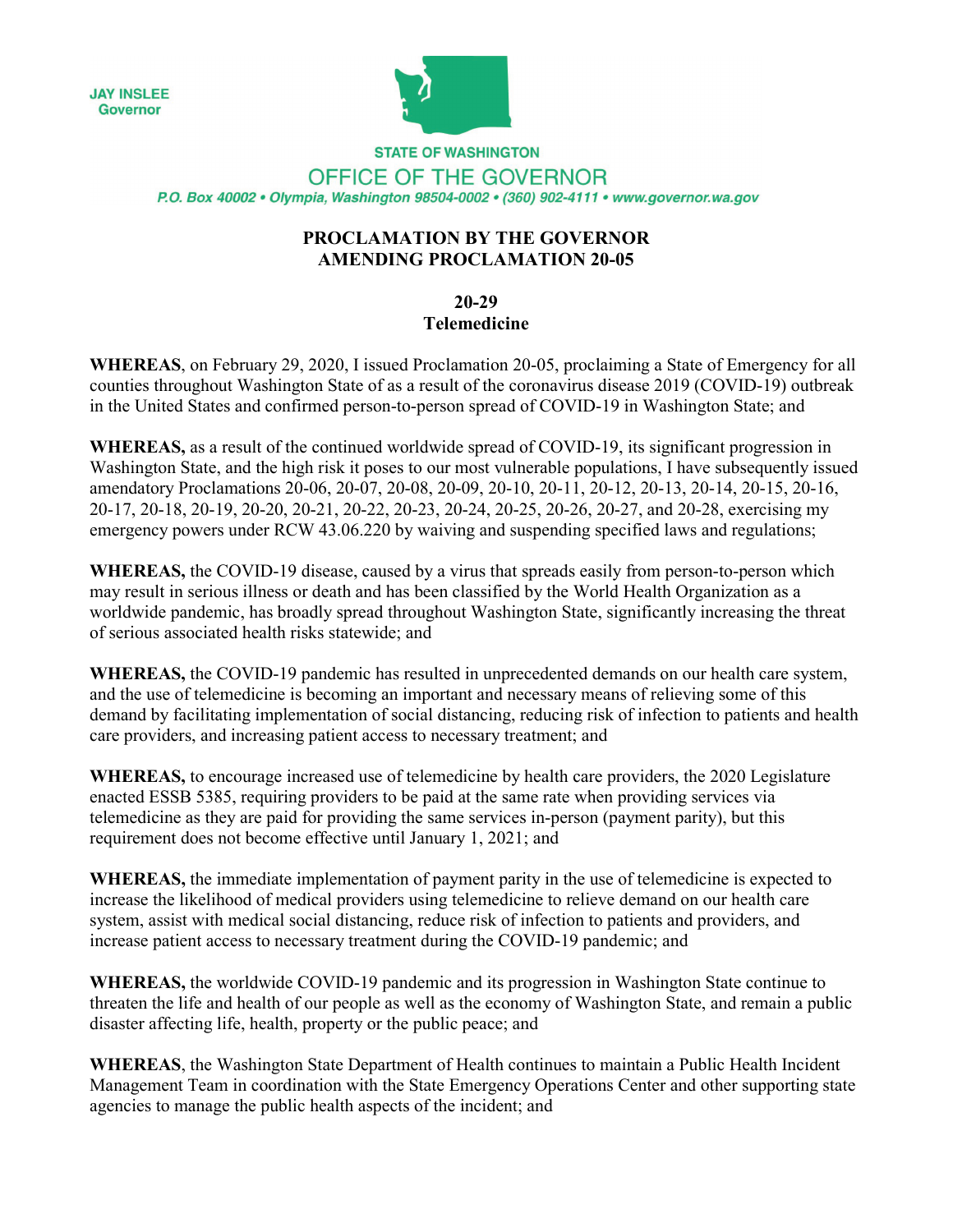JAY INSLEE
Governor

STATE OF WASHINGTON

OFFICE OF THE GOVERNOR

*P.O. Box 40002 • Olympia, Washington 98504-0002 • (360) 902-4111 • www.governor.wa.gov*

**PROCLAMATION BY THE GOVERNOR**
**AMENDING PROCLAMATION 20-05**

**20-29**
**Telemedicine**

**WHEREAS**, on February 29, 2020, I issued Proclamation 20-05, proclaiming a State of Emergency for all counties throughout Washington State of as a result of the coronavirus disease 2019 (COVID-19) outbreak in the United States and confirmed person-to-person spread of COVID-19 in Washington State; and

**WHEREAS,** as a result of the continued worldwide spread of COVID-19, its significant progression in Washington State, and the high risk it poses to our most vulnerable populations, I have subsequently issued amendatory Proclamations 20-06, 20-07, 20-08, 20-09, 20-10, 20-11, 20-12, 20-13, 20-14, 20-15, 20-16, 20-17, 20-18, 20-19, 20-20, 20-21, 20-22, 20-23, 20-24, 20-25, 20-26, 20-27, and 20-28, exercising my emergency powers under RCW 43.06.220 by waiving and suspending specified laws and regulations;

**WHEREAS,** the COVID-19 disease, caused by a virus that spreads easily from person-to-person which may result in serious illness or death and has been classified by the World Health Organization as a worldwide pandemic, has broadly spread throughout Washington State, significantly increasing the threat of serious associated health risks statewide; and

**WHEREAS,** the COVID-19 pandemic has resulted in unprecedented demands on our health care system, and the use of telemedicine is becoming an important and necessary means of relieving some of this demand by facilitating implementation of social distancing, reducing risk of infection to patients and health care providers, and increasing patient access to necessary treatment; and

**WHEREAS,** to encourage increased use of telemedicine by health care providers, the 2020 Legislature enacted ESSB 5385, requiring providers to be paid at the same rate when providing services via telemedicine as they are paid for providing the same services in-person (payment parity), but this requirement does not become effective until January 1, 2021; and

**WHEREAS,** the immediate implementation of payment parity in the use of telemedicine is expected to increase the likelihood of medical providers using telemedicine to relieve demand on our health care system, assist with medical social distancing, reduce risk of infection to patients and providers, and increase patient access to necessary treatment during the COVID-19 pandemic; and

**WHEREAS,** the worldwide COVID-19 pandemic and its progression in Washington State continue to threaten the life and health of our people as well as the economy of Washington State, and remain a public disaster affecting life, health, property or the public peace; and

**WHEREAS**, the Washington State Department of Health continues to maintain a Public Health Incident Management Team in coordination with the State Emergency Operations Center and other supporting state agencies to manage the public health aspects of the incident; and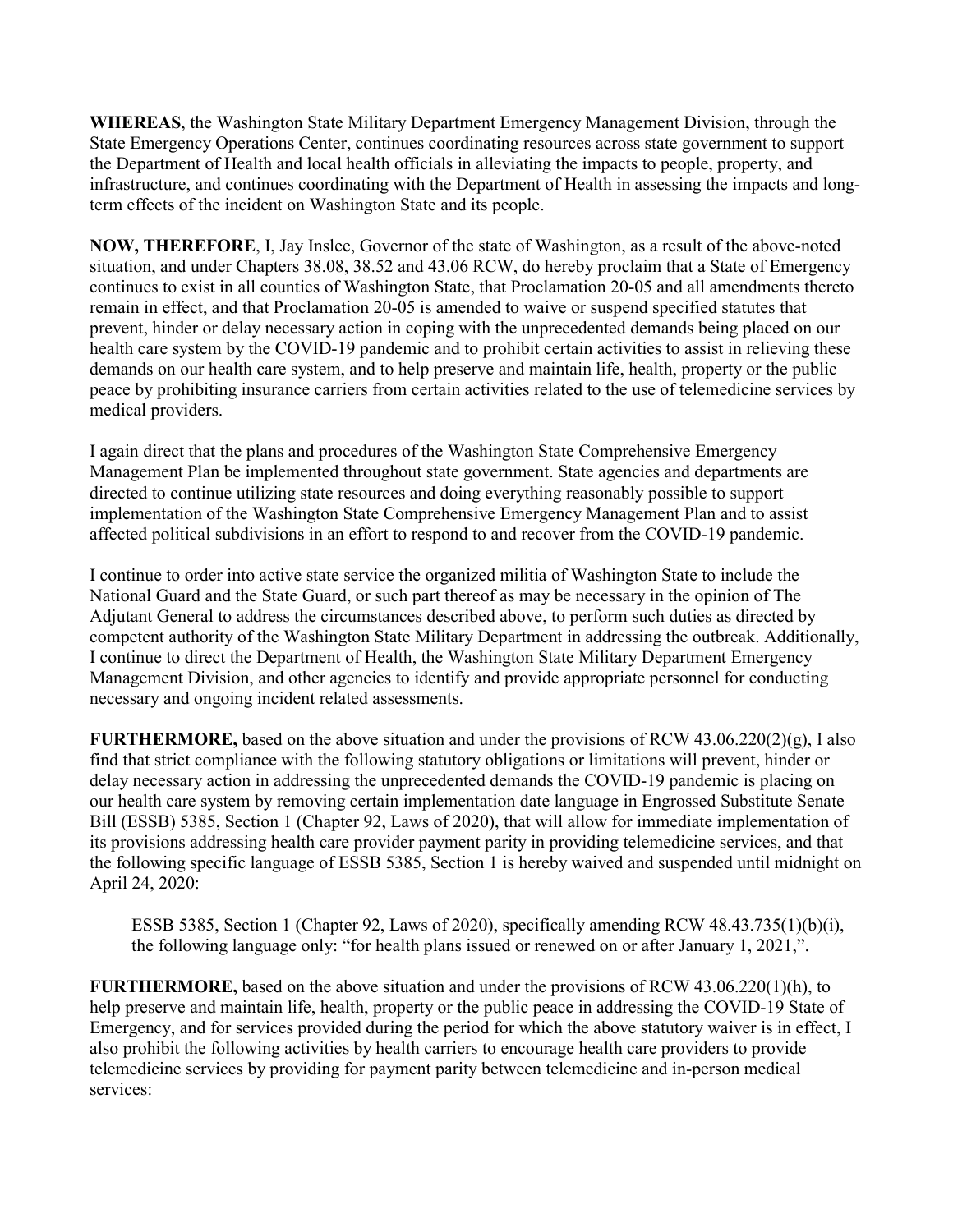**WHEREAS**, the Washington State Military Department Emergency Management Division, through the State Emergency Operations Center, continues coordinating resources across state government to support the Department of Health and local health officials in alleviating the impacts to people, property, and infrastructure, and continues coordinating with the Department of Health in assessing the impacts and long-term effects of the incident on Washington State and its people.

**NOW, THEREFORE**, I, Jay Inslee, Governor of the state of Washington, as a result of the above-noted situation, and under Chapters 38.08, 38.52 and 43.06 RCW, do hereby proclaim that a State of Emergency continues to exist in all counties of Washington State, that Proclamation 20-05 and all amendments thereto remain in effect, and that Proclamation 20-05 is amended to waive or suspend specified statutes that prevent, hinder or delay necessary action in coping with the unprecedented demands being placed on our health care system by the COVID-19 pandemic and to prohibit certain activities to assist in relieving these demands on our health care system, and to help preserve and maintain life, health, property or the public peace by prohibiting insurance carriers from certain activities related to the use of telemedicine services by medical providers.

I again direct that the plans and procedures of the Washington State Comprehensive Emergency Management Plan be implemented throughout state government. State agencies and departments are directed to continue utilizing state resources and doing everything reasonably possible to support implementation of the Washington State Comprehensive Emergency Management Plan and to assist affected political subdivisions in an effort to respond to and recover from the COVID-19 pandemic.

I continue to order into active state service the organized militia of Washington State to include the National Guard and the State Guard, or such part thereof as may be necessary in the opinion of The Adjutant General to address the circumstances described above, to perform such duties as directed by competent authority of the Washington State Military Department in addressing the outbreak. Additionally, I continue to direct the Department of Health, the Washington State Military Department Emergency Management Division, and other agencies to identify and provide appropriate personnel for conducting necessary and ongoing incident related assessments.

**FURTHERMORE,** based on the above situation and under the provisions of RCW 43.06.220(2)(g), I also find that strict compliance with the following statutory obligations or limitations will prevent, hinder or delay necessary action in addressing the unprecedented demands the COVID-19 pandemic is placing on our health care system by removing certain implementation date language in Engrossed Substitute Senate Bill (ESSB) 5385, Section 1 (Chapter 92, Laws of 2020), that will allow for immediate implementation of its provisions addressing health care provider payment parity in providing telemedicine services, and that the following specific language of ESSB 5385, Section 1 is hereby waived and suspended until midnight on April 24, 2020:

> ESSB 5385, Section 1 (Chapter 92, Laws of 2020), specifically amending RCW 48.43.735(1)(b)(i), the following language only: "for health plans issued or renewed on or after January 1, 2021,".

**FURTHERMORE,** based on the above situation and under the provisions of RCW 43.06.220(1)(h), to help preserve and maintain life, health, property or the public peace in addressing the COVID-19 State of Emergency, and for services provided during the period for which the above statutory waiver is in effect, I also prohibit the following activities by health carriers to encourage health care providers to provide telemedicine services by providing for payment parity between telemedicine and in-person medical services: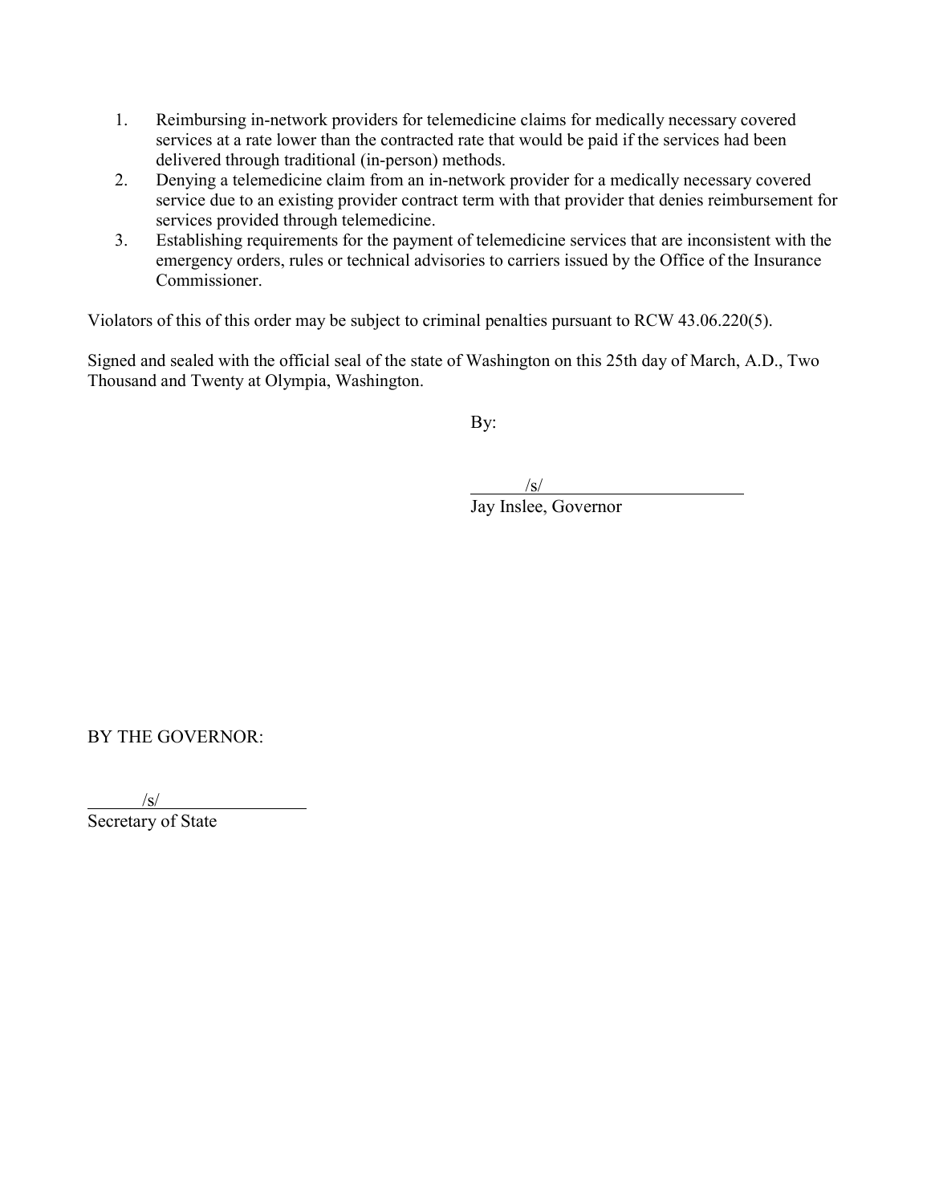1. Reimbursing in-network providers for telemedicine claims for medically necessary covered services at a rate lower than the contracted rate that would be paid if the services had been delivered through traditional (in-person) methods.
2. Denying a telemedicine claim from an in-network provider for a medically necessary covered service due to an existing provider contract term with that provider that denies reimbursement for services provided through telemedicine.
3. Establishing requirements for the payment of telemedicine services that are inconsistent with the emergency orders, rules or technical advisories to carriers issued by the Office of the Insurance Commissioner.

Violators of this of this order may be subject to criminal penalties pursuant to RCW 43.06.220(5).

Signed and sealed with the official seal of the state of Washington on this 25th day of March, A.D., Two Thousand and Twenty at Olympia, Washington.

By:

/s/

Jay Inslee, Governor

BY THE GOVERNOR:

/s/

Secretary of State